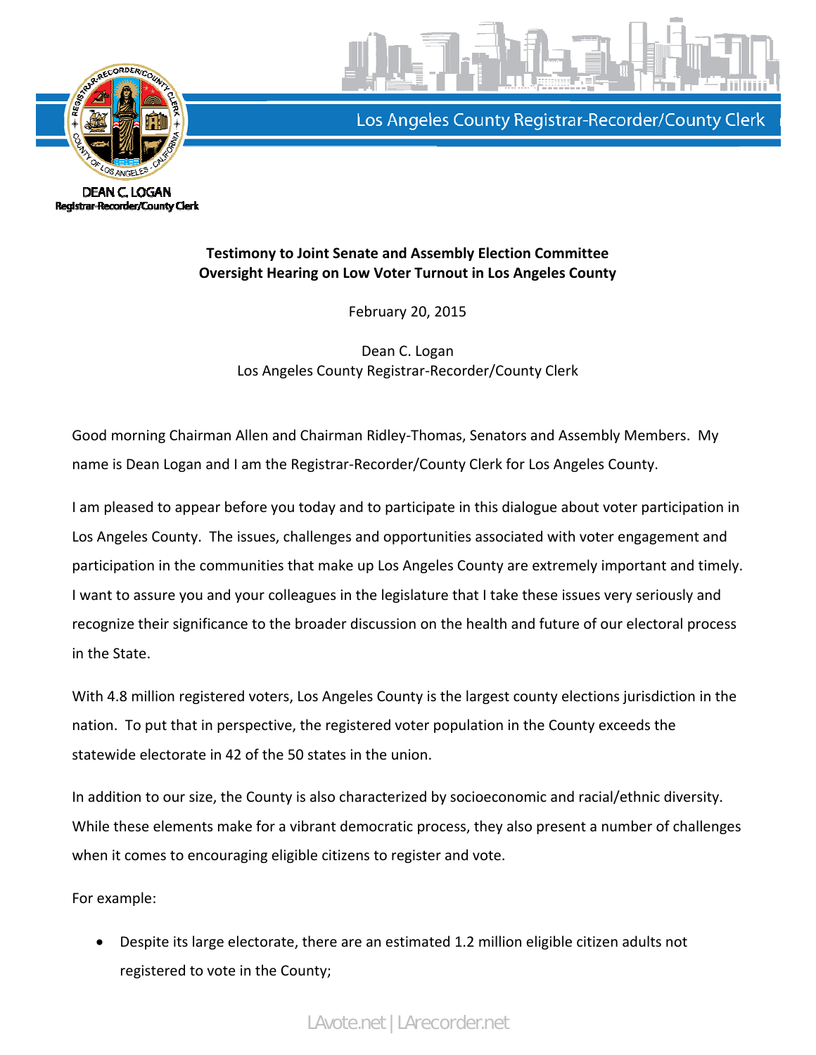Los Angeles County Registrar-Recorder/County Clerk

DEAN C. LOGAN
Registrar-Recorder/County Clerk

**Testimony to Joint Senate and Assembly Election Committee**
**Oversight Hearing on Low Voter Turnout in Los Angeles County**

February 20, 2015

Dean C. Logan
Los Angeles County Registrar-Recorder/County Clerk

Good morning Chairman Allen and Chairman Ridley-Thomas, Senators and Assembly Members. My name is Dean Logan and I am the Registrar-Recorder/County Clerk for Los Angeles County.

I am pleased to appear before you today and to participate in this dialogue about voter participation in Los Angeles County. The issues, challenges and opportunities associated with voter engagement and participation in the communities that make up Los Angeles County are extremely important and timely. I want to assure you and your colleagues in the legislature that I take these issues very seriously and recognize their significance to the broader discussion on the health and future of our electoral process in the State.

With 4.8 million registered voters, Los Angeles County is the largest county elections jurisdiction in the nation. To put that in perspective, the registered voter population in the County exceeds the statewide electorate in 42 of the 50 states in the union.

In addition to our size, the County is also characterized by socioeconomic and racial/ethnic diversity. While these elements make for a vibrant democratic process, they also present a number of challenges when it comes to encouraging eligible citizens to register and vote.

For example:

- Despite its large electorate, there are an estimated 1.2 million eligible citizen adults not registered to vote in the County;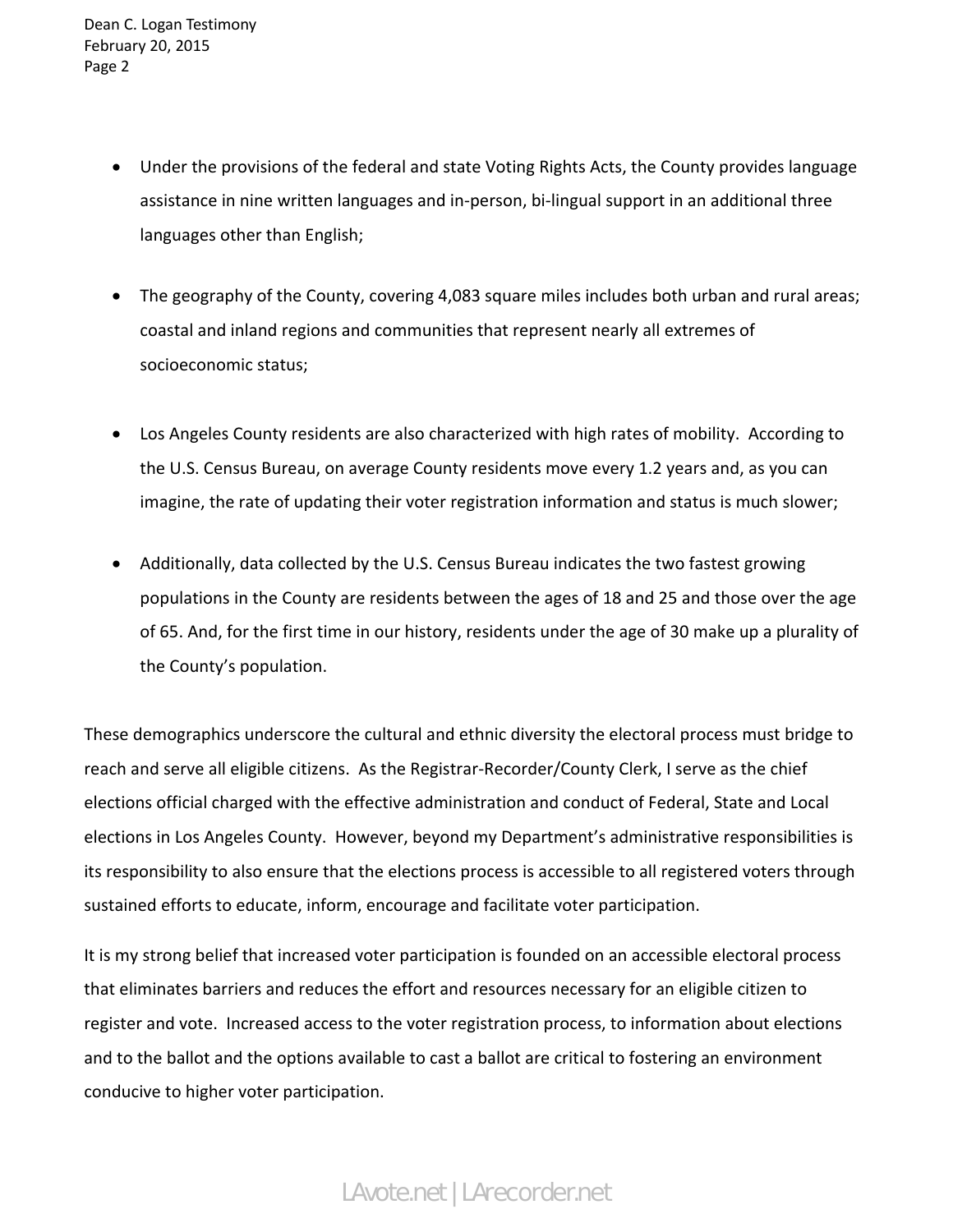- Under the provisions of the federal and state Voting Rights Acts, the County provides language assistance in nine written languages and in-person, bi-lingual support in an additional three languages other than English;

- The geography of the County, covering 4,083 square miles includes both urban and rural areas; coastal and inland regions and communities that represent nearly all extremes of socioeconomic status;

- Los Angeles County residents are also characterized with high rates of mobility. According to the U.S. Census Bureau, on average County residents move every 1.2 years and, as you can imagine, the rate of updating their voter registration information and status is much slower;

- Additionally, data collected by the U.S. Census Bureau indicates the two fastest growing populations in the County are residents between the ages of 18 and 25 and those over the age of 65. And, for the first time in our history, residents under the age of 30 make up a plurality of the County's population.

These demographics underscore the cultural and ethnic diversity the electoral process must bridge to reach and serve all eligible citizens. As the Registrar-Recorder/County Clerk, I serve as the chief elections official charged with the effective administration and conduct of Federal, State and Local elections in Los Angeles County. However, beyond my Department's administrative responsibilities is its responsibility to also ensure that the elections process is accessible to all registered voters through sustained efforts to educate, inform, encourage and facilitate voter participation.

It is my strong belief that increased voter participation is founded on an accessible electoral process that eliminates barriers and reduces the effort and resources necessary for an eligible citizen to register and vote. Increased access to the voter registration process, to information about elections and to the ballot and the options available to cast a ballot are critical to fostering an environment conducive to higher voter participation.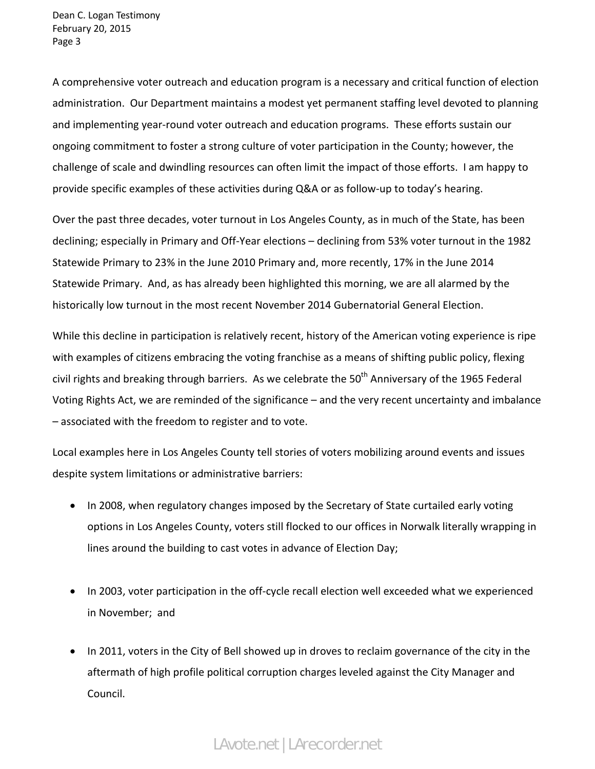A comprehensive voter outreach and education program is a necessary and critical function of election administration. Our Department maintains a modest yet permanent staffing level devoted to planning and implementing year-round voter outreach and education programs. These efforts sustain our ongoing commitment to foster a strong culture of voter participation in the County; however, the challenge of scale and dwindling resources can often limit the impact of those efforts. I am happy to provide specific examples of these activities during Q&A or as follow-up to today's hearing.

Over the past three decades, voter turnout in Los Angeles County, as in much of the State, has been declining; especially in Primary and Off-Year elections – declining from 53% voter turnout in the 1982 Statewide Primary to 23% in the June 2010 Primary and, more recently, 17% in the June 2014 Statewide Primary. And, as has already been highlighted this morning, we are all alarmed by the historically low turnout in the most recent November 2014 Gubernatorial General Election.

While this decline in participation is relatively recent, history of the American voting experience is ripe with examples of citizens embracing the voting franchise as a means of shifting public policy, flexing civil rights and breaking through barriers. As we celebrate the 50th Anniversary of the 1965 Federal Voting Rights Act, we are reminded of the significance – and the very recent uncertainty and imbalance – associated with the freedom to register and to vote.

Local examples here in Los Angeles County tell stories of voters mobilizing around events and issues despite system limitations or administrative barriers:

- In 2008, when regulatory changes imposed by the Secretary of State curtailed early voting options in Los Angeles County, voters still flocked to our offices in Norwalk literally wrapping in lines around the building to cast votes in advance of Election Day;

- In 2003, voter participation in the off-cycle recall election well exceeded what we experienced in November; and

- In 2011, voters in the City of Bell showed up in droves to reclaim governance of the city in the aftermath of high profile political corruption charges leveled against the City Manager and Council.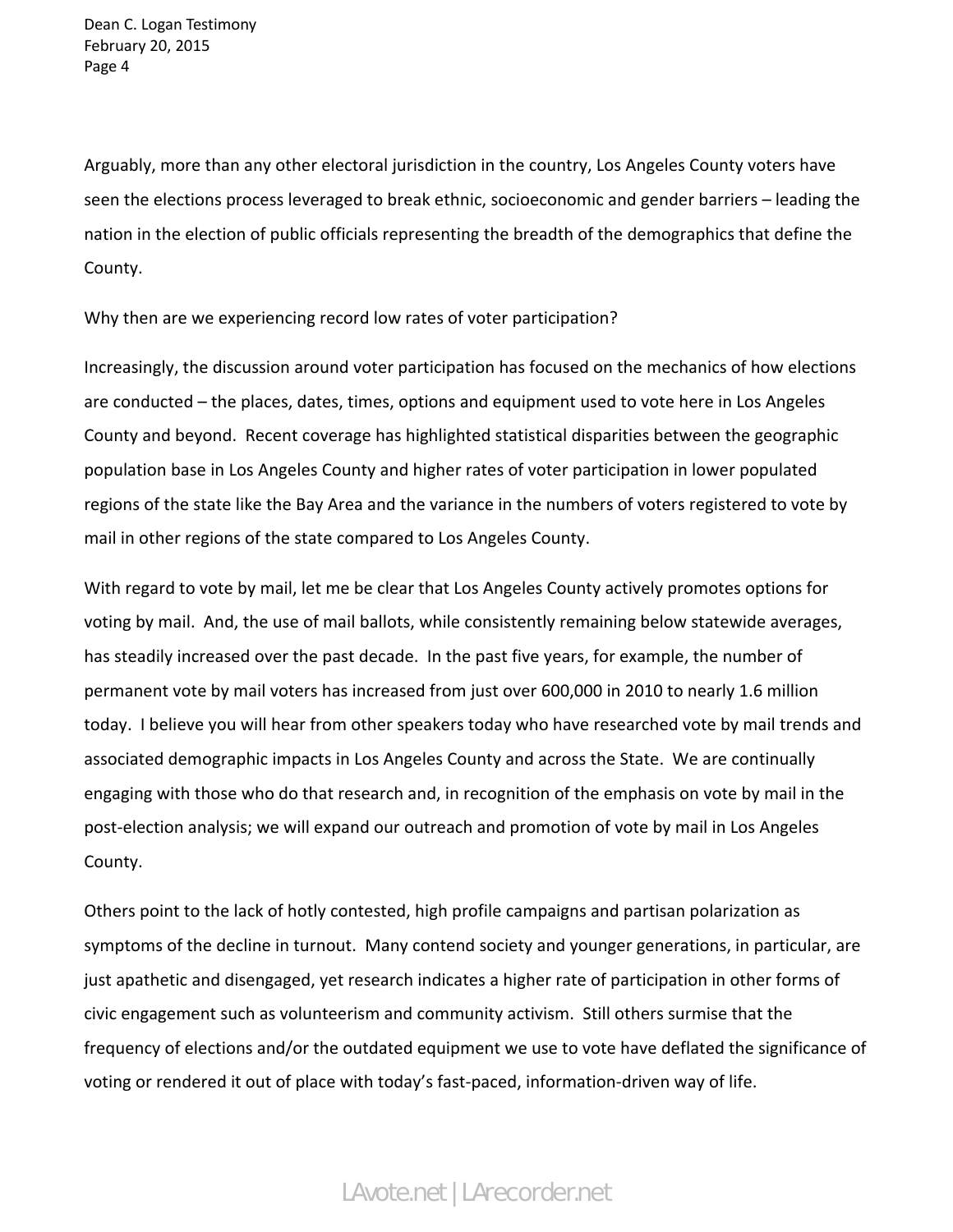Arguably, more than any other electoral jurisdiction in the country, Los Angeles County voters have seen the elections process leveraged to break ethnic, socioeconomic and gender barriers – leading the nation in the election of public officials representing the breadth of the demographics that define the County.

Why then are we experiencing record low rates of voter participation?

Increasingly, the discussion around voter participation has focused on the mechanics of how elections are conducted – the places, dates, times, options and equipment used to vote here in Los Angeles County and beyond. Recent coverage has highlighted statistical disparities between the geographic population base in Los Angeles County and higher rates of voter participation in lower populated regions of the state like the Bay Area and the variance in the numbers of voters registered to vote by mail in other regions of the state compared to Los Angeles County.

With regard to vote by mail, let me be clear that Los Angeles County actively promotes options for voting by mail. And, the use of mail ballots, while consistently remaining below statewide averages, has steadily increased over the past decade. In the past five years, for example, the number of permanent vote by mail voters has increased from just over 600,000 in 2010 to nearly 1.6 million today. I believe you will hear from other speakers today who have researched vote by mail trends and associated demographic impacts in Los Angeles County and across the State. We are continually engaging with those who do that research and, in recognition of the emphasis on vote by mail in the post-election analysis; we will expand our outreach and promotion of vote by mail in Los Angeles County.

Others point to the lack of hotly contested, high profile campaigns and partisan polarization as symptoms of the decline in turnout. Many contend society and younger generations, in particular, are just apathetic and disengaged, yet research indicates a higher rate of participation in other forms of civic engagement such as volunteerism and community activism. Still others surmise that the frequency of elections and/or the outdated equipment we use to vote have deflated the significance of voting or rendered it out of place with today's fast-paced, information-driven way of life.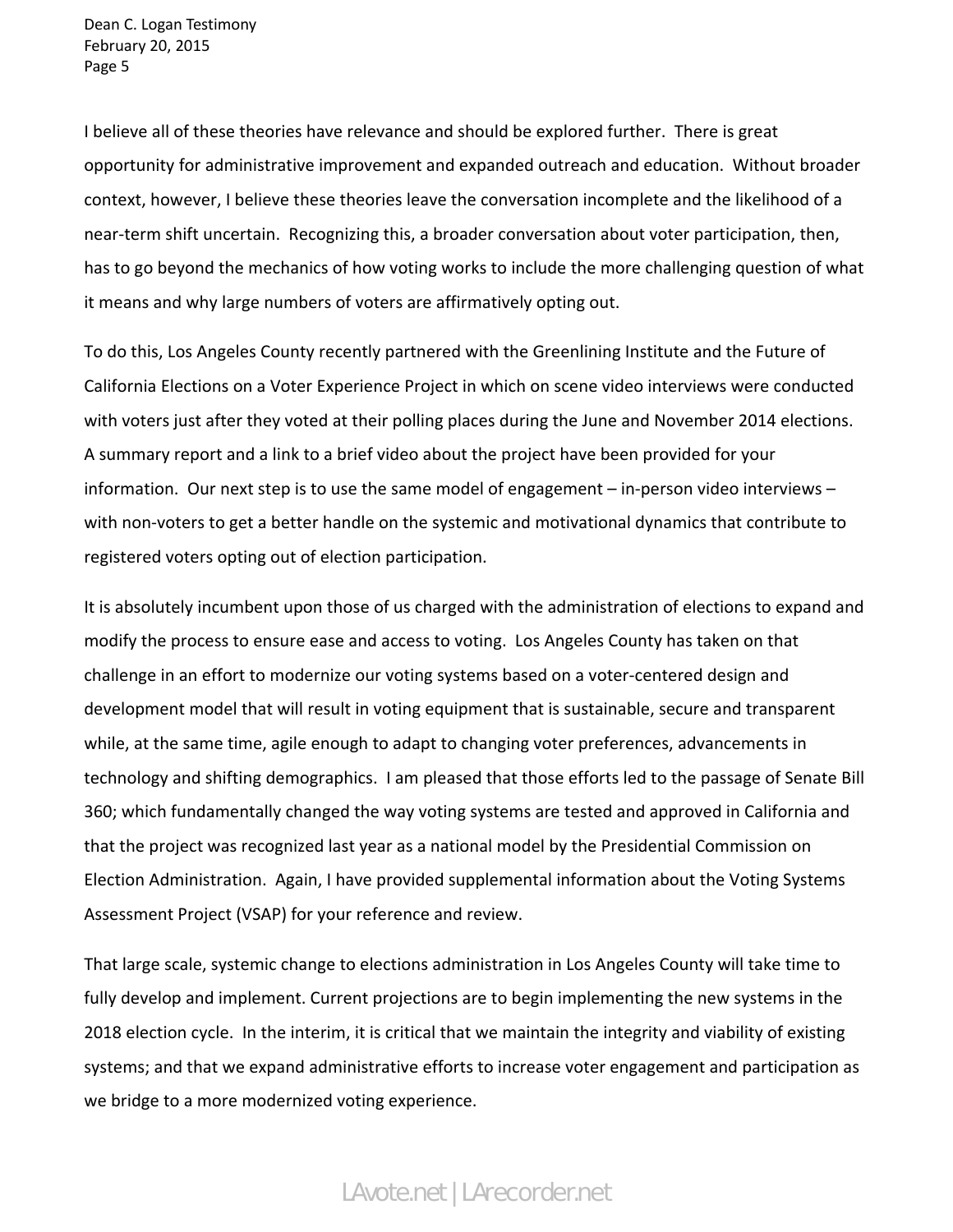I believe all of these theories have relevance and should be explored further. There is great opportunity for administrative improvement and expanded outreach and education. Without broader context, however, I believe these theories leave the conversation incomplete and the likelihood of a near-term shift uncertain. Recognizing this, a broader conversation about voter participation, then, has to go beyond the mechanics of how voting works to include the more challenging question of what it means and why large numbers of voters are affirmatively opting out.

To do this, Los Angeles County recently partnered with the Greenlining Institute and the Future of California Elections on a Voter Experience Project in which on scene video interviews were conducted with voters just after they voted at their polling places during the June and November 2014 elections. A summary report and a link to a brief video about the project have been provided for your information. Our next step is to use the same model of engagement – in-person video interviews – with non-voters to get a better handle on the systemic and motivational dynamics that contribute to registered voters opting out of election participation.

It is absolutely incumbent upon those of us charged with the administration of elections to expand and modify the process to ensure ease and access to voting. Los Angeles County has taken on that challenge in an effort to modernize our voting systems based on a voter-centered design and development model that will result in voting equipment that is sustainable, secure and transparent while, at the same time, agile enough to adapt to changing voter preferences, advancements in technology and shifting demographics. I am pleased that those efforts led to the passage of Senate Bill 360; which fundamentally changed the way voting systems are tested and approved in California and that the project was recognized last year as a national model by the Presidential Commission on Election Administration. Again, I have provided supplemental information about the Voting Systems Assessment Project (VSAP) for your reference and review.

That large scale, systemic change to elections administration in Los Angeles County will take time to fully develop and implement. Current projections are to begin implementing the new systems in the 2018 election cycle. In the interim, it is critical that we maintain the integrity and viability of existing systems; and that we expand administrative efforts to increase voter engagement and participation as we bridge to a more modernized voting experience.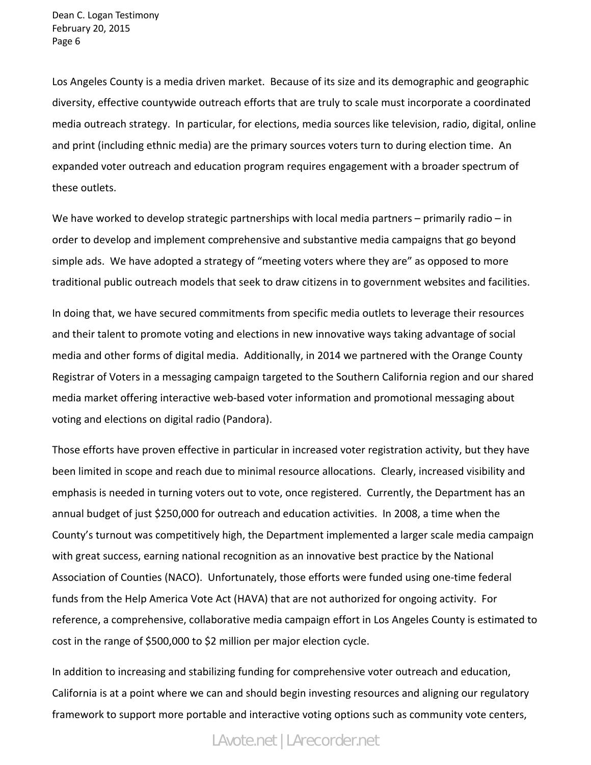Los Angeles County is a media driven market. Because of its size and its demographic and geographic diversity, effective countywide outreach efforts that are truly to scale must incorporate a coordinated media outreach strategy. In particular, for elections, media sources like television, radio, digital, online and print (including ethnic media) are the primary sources voters turn to during election time. An expanded voter outreach and education program requires engagement with a broader spectrum of these outlets.

We have worked to develop strategic partnerships with local media partners – primarily radio – in order to develop and implement comprehensive and substantive media campaigns that go beyond simple ads. We have adopted a strategy of "meeting voters where they are" as opposed to more traditional public outreach models that seek to draw citizens in to government websites and facilities.

In doing that, we have secured commitments from specific media outlets to leverage their resources and their talent to promote voting and elections in new innovative ways taking advantage of social media and other forms of digital media. Additionally, in 2014 we partnered with the Orange County Registrar of Voters in a messaging campaign targeted to the Southern California region and our shared media market offering interactive web-based voter information and promotional messaging about voting and elections on digital radio (Pandora).

Those efforts have proven effective in particular in increased voter registration activity, but they have been limited in scope and reach due to minimal resource allocations. Clearly, increased visibility and emphasis is needed in turning voters out to vote, once registered. Currently, the Department has an annual budget of just $250,000 for outreach and education activities. In 2008, a time when the County's turnout was competitively high, the Department implemented a larger scale media campaign with great success, earning national recognition as an innovative best practice by the National Association of Counties (NACO). Unfortunately, those efforts were funded using one-time federal funds from the Help America Vote Act (HAVA) that are not authorized for ongoing activity. For reference, a comprehensive, collaborative media campaign effort in Los Angeles County is estimated to cost in the range of $500,000 to $2 million per major election cycle.

In addition to increasing and stabilizing funding for comprehensive voter outreach and education, California is at a point where we can and should begin investing resources and aligning our regulatory framework to support more portable and interactive voting options such as community vote centers,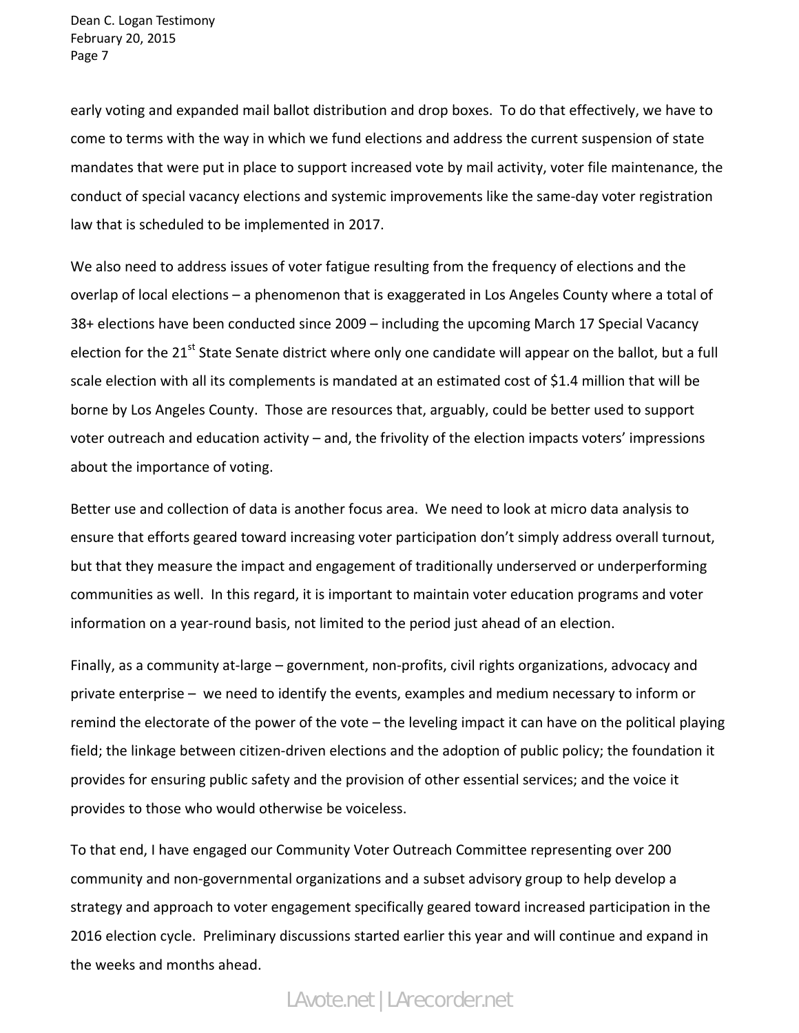early voting and expanded mail ballot distribution and drop boxes. To do that effectively, we have to come to terms with the way in which we fund elections and address the current suspension of state mandates that were put in place to support increased vote by mail activity, voter file maintenance, the conduct of special vacancy elections and systemic improvements like the same-day voter registration law that is scheduled to be implemented in 2017.

We also need to address issues of voter fatigue resulting from the frequency of elections and the overlap of local elections – a phenomenon that is exaggerated in Los Angeles County where a total of 38+ elections have been conducted since 2009 – including the upcoming March 17 Special Vacancy election for the 21st State Senate district where only one candidate will appear on the ballot, but a full scale election with all its complements is mandated at an estimated cost of $1.4 million that will be borne by Los Angeles County. Those are resources that, arguably, could be better used to support voter outreach and education activity – and, the frivolity of the election impacts voters' impressions about the importance of voting.

Better use and collection of data is another focus area. We need to look at micro data analysis to ensure that efforts geared toward increasing voter participation don't simply address overall turnout, but that they measure the impact and engagement of traditionally underserved or underperforming communities as well. In this regard, it is important to maintain voter education programs and voter information on a year-round basis, not limited to the period just ahead of an election.

Finally, as a community at-large – government, non-profits, civil rights organizations, advocacy and private enterprise – we need to identify the events, examples and medium necessary to inform or remind the electorate of the power of the vote – the leveling impact it can have on the political playing field; the linkage between citizen-driven elections and the adoption of public policy; the foundation it provides for ensuring public safety and the provision of other essential services; and the voice it provides to those who would otherwise be voiceless.

To that end, I have engaged our Community Voter Outreach Committee representing over 200 community and non-governmental organizations and a subset advisory group to help develop a strategy and approach to voter engagement specifically geared toward increased participation in the 2016 election cycle. Preliminary discussions started earlier this year and will continue and expand in the weeks and months ahead.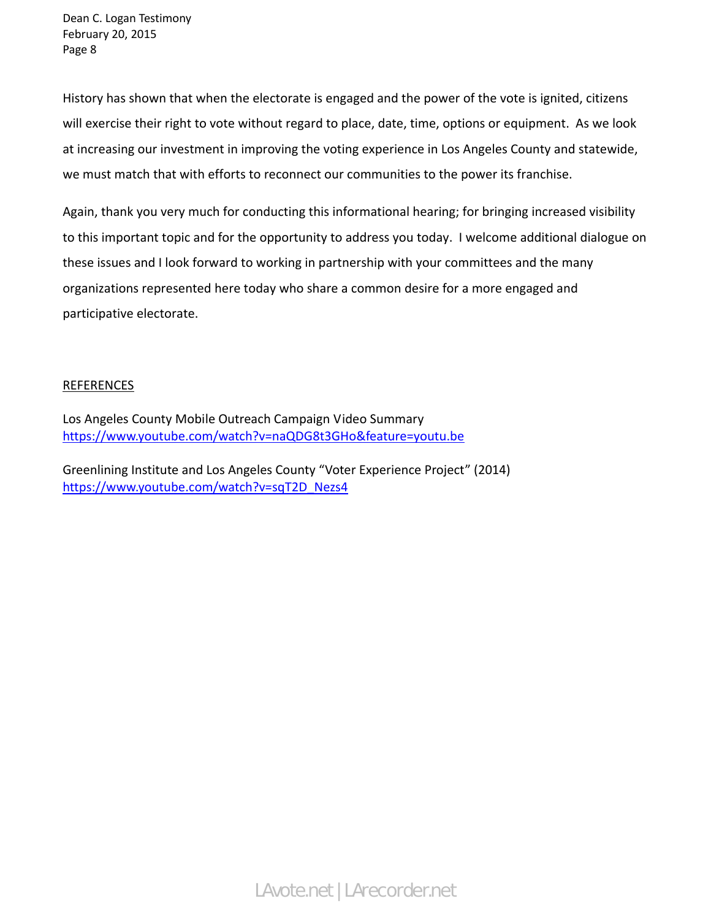History has shown that when the electorate is engaged and the power of the vote is ignited, citizens will exercise their right to vote without regard to place, date, time, options or equipment. As we look at increasing our investment in improving the voting experience in Los Angeles County and statewide, we must match that with efforts to reconnect our communities to the power its franchise.

Again, thank you very much for conducting this informational hearing; for bringing increased visibility to this important topic and for the opportunity to address you today. I welcome additional dialogue on these issues and I look forward to working in partnership with your committees and the many organizations represented here today who share a common desire for a more engaged and participative electorate.

## REFERENCES

Los Angeles County Mobile Outreach Campaign Video Summary
https://www.youtube.com/watch?v=naQDG8t3GHo&feature=youtu.be

Greenlining Institute and Los Angeles County "Voter Experience Project" (2014)
https://www.youtube.com/watch?v=sqT2D_Nezs4